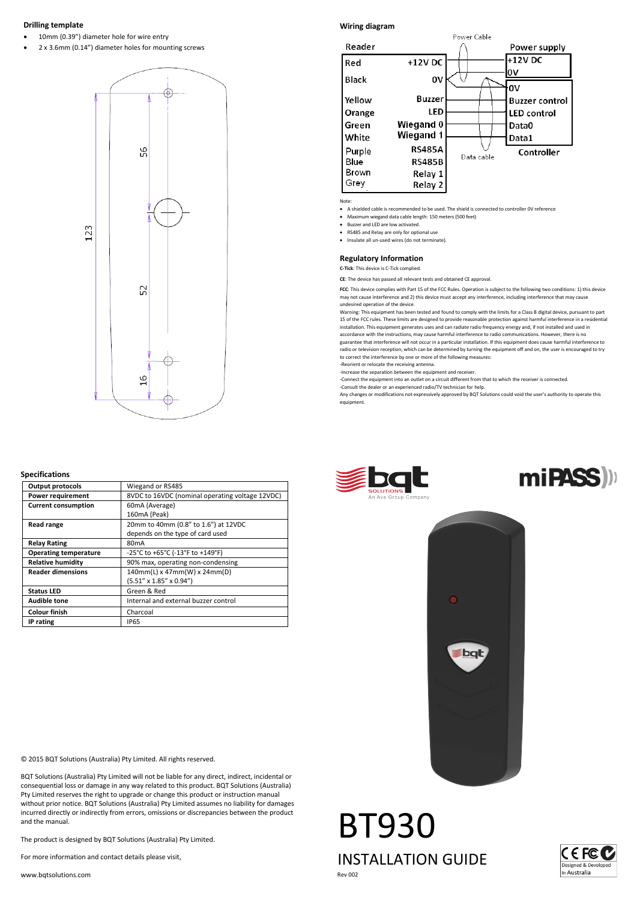## Drilling template

- 10mm (0.39") diameter hole for wire entry
- 2 x 3.6mm (0.14") diameter holes for mounting screws

123

56

52

16

## Wiring diagram

| Reader | | Power supply |
|---|---|---|
| Red | +12V DC | +12V DC |
| Black | 0V | 0V |
| | | **Controller** |
| | | 0V |
| Yellow | Buzzer | Buzzer control |
| Orange | LED | LED control |
| Green | Wiegand 0 | Data0 |
| White | Wiegand 1 | Data1 |
| Purple | RS485A | |
| Blue | RS485B | |
| Brown | Relay 1 | |
| Grey | Relay 2 | |

Power Cable

Data cable

Note:

- A shielded cable is recommended to be used. The shield is connected to controller 0V reference
- Maximum wiegand data cable length: 150 meters (500 feet)
- Buzzer and LED are low activated.
- RS485 and Relay are only for optional use
- Insulate all un-used wires (do not terminate).

## Regulatory Information

**C-Tick**: This device is C-Tick complied.

**CE**: The device has passed all relevant tests and obtained CE approval.

**FCC**: This device complies with Part 15 of the FCC Rules. Operation is subject to the following two conditions: 1) this device may not cause interference and 2) this device must accept any interference, including interference that may cause undesired operation of the device.

Warning: This equipment has been tested and found to comply with the limits for a Class B digital device, pursuant to part 15 of the FCC rules. These limits are designed to provide reasonable protection against harmful interference in a residential installation. This equipment generates uses and can radiate radio frequency energy and, if not installed and used in accordance with the instructions, may cause harmful interference to radio communications. However, there is no guarantee that interference will not occur in a particular installation. If this equipment does cause harmful interference to radio or television reception, which can be determined by turning the equipment off and on, the user is encouraged to try to correct the interference by one or more of the following measures:

-Reorient or relocate the receiving antenna.

-Increase the separation between the equipment and receiver.

-Connect the equipment into an outlet on a circuit different from that to which the receiver is connected.

-Consult the dealer or an experienced radio/TV technician for help.

Any changes or modifications not expressively approved by BQT Solutions could void the user's authority to operate this equipment.

## Specifications

| | |
|---|---|
| **Output protocols** | Wiegand or RS485 |
| **Power requirement** | 8VDC to 16VDC (nominal operating voltage 12VDC) |
| **Current consumption** | 60mA (Average)<br>160mA (Peak) |
| **Read range** | 20mm to 40mm (0.8" to 1.6") at 12VDC<br>depends on the type of card used |
| **Relay Rating** | 80mA |
| **Operating temperature** | -25°C to +65°C (-13°F to +149°F) |
| **Relative humidity** | 90% max, operating non-condensing |
| **Reader dimensions** | 140mm(L) x 47mm(W) x 24mm(D)<br>(5.51" x 1.85" x 0.94") |
| **Status LED** | Green & Red |
| **Audible tone** | Internal and external buzzer control |
| **Colour finish** | Charcoal |
| **IP rating** | IP65 |

bqt SOLUTIONS An Ava Group Company

miPASS

© 2015 BQT Solutions (Australia) Pty Limited. All rights reserved.

BQT Solutions (Australia) Pty Limited will not be liable for any direct, indirect, incidental or consequential loss or damage in any way related to this product. BQT Solutions (Australia) Pty Limited reserves the right to upgrade or change this product or instruction manual without prior notice. BQT Solutions (Australia) Pty Limited assumes no liability for damages incurred directly or indirectly from errors, omissions or discrepancies between the product and the manual.

The product is designed by BQT Solutions (Australia) Pty Limited.

For more information and contact details please visit,

www.bqtsolutions.com

# BT930

## INSTALLATION GUIDE

Rev 002

Designed & Developed In Australia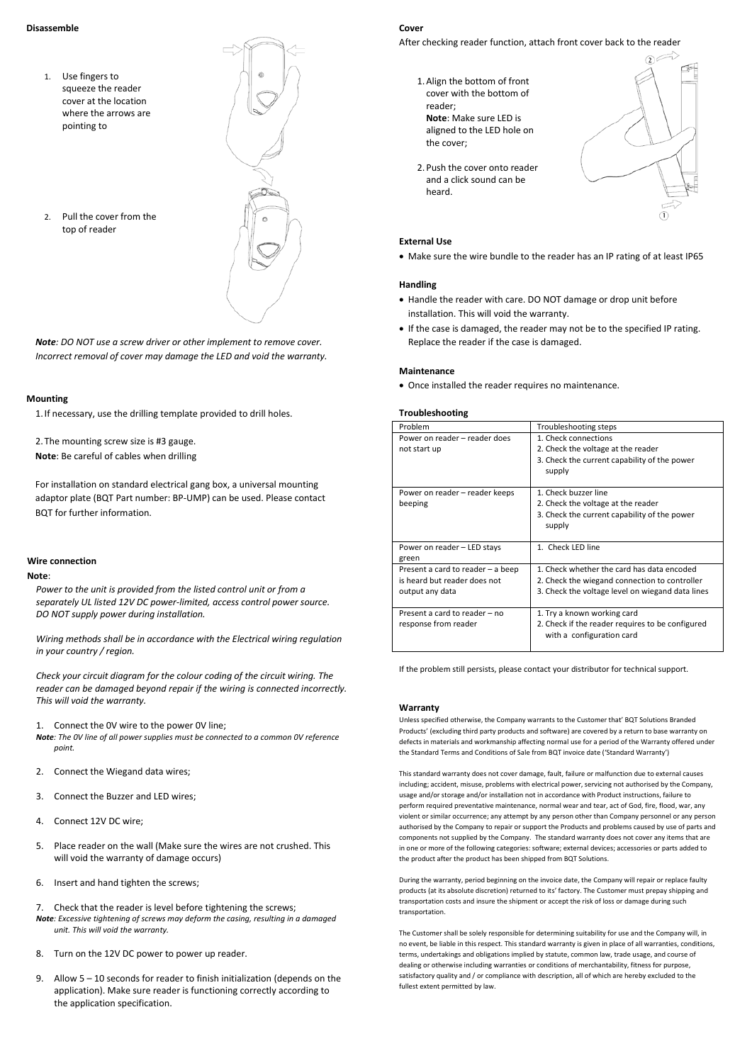**Disassemble**

1. Use fingers to squeeze the reader cover at the location where the arrows are pointing to

2. Pull the cover from the top of reader

***Note**: DO NOT use a screw driver or other implement to remove cover. Incorrect removal of cover may damage the LED and void the warranty.*

**Mounting**

1. If necessary, use the drilling template provided to drill holes.

2. The mounting screw size is #3 gauge.

**Note**: Be careful of cables when drilling

For installation on standard electrical gang box, a universal mounting adaptor plate (BQT Part number: BP-UMP) can be used. Please contact BQT for further information.

**Wire connection**

**Note**:

*Power to the unit is provided from the listed control unit or from a separately UL listed 12V DC power-limited, access control power source. DO NOT supply power during installation.*

*Wiring methods shall be in accordance with the Electrical wiring regulation in your country / region.*

*Check your circuit diagram for the colour coding of the circuit wiring. The reader can be damaged beyond repair if the wiring is connected incorrectly. This will void the warranty.*

1. Connect the 0V wire to the power 0V line;

***Note**: The 0V line of all power supplies must be connected to a common 0V reference point.*

2. Connect the Wiegand data wires;

3. Connect the Buzzer and LED wires;

4. Connect 12V DC wire;

5. Place reader on the wall (Make sure the wires are not crushed. This will void the warranty of damage occurs)

6. Insert and hand tighten the screws;

7. Check that the reader is level before tightening the screws;

***Note**: Excessive tightening of screws may deform the casing, resulting in a damaged unit. This will void the warranty.*

8. Turn on the 12V DC power to power up reader.

9. Allow 5 – 10 seconds for reader to finish initialization (depends on the application). Make sure reader is functioning correctly according to the application specification.

**Cover**

After checking reader function, attach front cover back to the reader

1. Align the bottom of front cover with the bottom of reader;
   **Note**: Make sure LED is aligned to the LED hole on the cover;

2. Push the cover onto reader and a click sound can be heard.

**External Use**

- Make sure the wire bundle to the reader has an IP rating of at least IP65

**Handling**

- Handle the reader with care. DO NOT damage or drop unit before installation. This will void the warranty.
- If the case is damaged, the reader may not be to the specified IP rating. Replace the reader if the case is damaged.

**Maintenance**

- Once installed the reader requires no maintenance.

**Troubleshooting**

| Problem | Troubleshooting steps |
|---|---|
| Power on reader – reader does not start up | 1. Check connections<br>2. Check the voltage at the reader<br>3. Check the current capability of the power supply |
| Power on reader – reader keeps beeping | 1. Check buzzer line<br>2. Check the voltage at the reader<br>3. Check the current capability of the power supply |
| Power on reader – LED stays green | 1. Check LED line |
| Present a card to reader – a beep is heard but reader does not output any data | 1. Check whether the card has data encoded<br>2. Check the wiegand connection to controller<br>3. Check the voltage level on wiegand data lines |
| Present a card to reader – no response from reader | 1. Try a known working card<br>2. Check if the reader requires to be configured with a configuration card |

If the problem still persists, please contact your distributor for technical support.

**Warranty**

Unless specified otherwise, the Company warrants to the Customer that' BQT Solutions Branded Products' (excluding third party products and software) are covered by a return to base warranty on defects in materials and workmanship affecting normal use for a period of the Warranty offered under the Standard Terms and Conditions of Sale from BQT invoice date ('Standard Warranty')

This standard warranty does not cover damage, fault, failure or malfunction due to external causes including; accident, misuse, problems with electrical power, servicing not authorised by the Company, usage and/or storage and/or installation not in accordance with Product instructions, failure to perform required preventative maintenance, normal wear and tear, act of God, fire, flood, war, any violent or similar occurrence; any attempt by any person other than Company personnel or any person authorised by the Company to repair or support the Products and problems caused by use of parts and components not supplied by the Company. The standard warranty does not cover any items that are in one or more of the following categories: software; external devices; accessories or parts added to the product after the product has been shipped from BQT Solutions.

During the warranty, period beginning on the invoice date, the Company will repair or replace faulty products (at its absolute discretion) returned to its' factory. The Customer must prepay shipping and transportation costs and insure the shipment or accept the risk of loss or damage during such transportation.

The Customer shall be solely responsible for determining suitability for use and the Company will, in no event, be liable in this respect. This standard warranty is given in place of all warranties, conditions, terms, undertakings and obligations implied by statute, common law, trade usage, and course of dealing or otherwise including warranties or conditions of merchantability, fitness for purpose, satisfactory quality and / or compliance with description, all of which are hereby excluded to the fullest extent permitted by law.